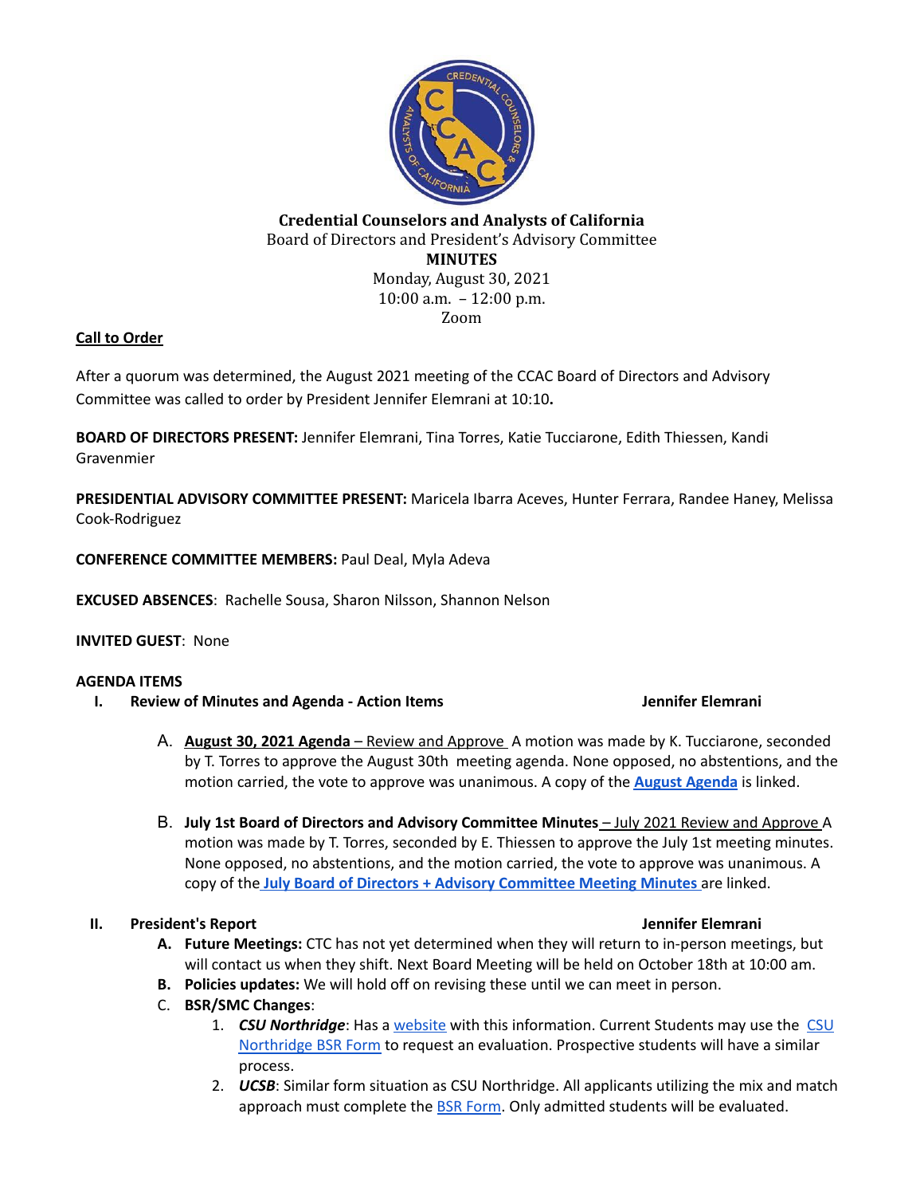**Credential Counselors and Analysts of California**
Board of Directors and President's Advisory Committee
**MINUTES**
Monday, August 30, 2021
10:00 a.m. – 12:00 p.m.
Zoom

**Call to Order**

After a quorum was determined, the August 2021 meeting of the CCAC Board of Directors and Advisory Committee was called to order by President Jennifer Elemrani at 10:10**.**

**BOARD OF DIRECTORS PRESENT:** Jennifer Elemrani, Tina Torres, Katie Tucciarone, Edith Thiessen, Kandi Gravenmier

**PRESIDENTIAL ADVISORY COMMITTEE PRESENT:** Maricela Ibarra Aceves, Hunter Ferrara, Randee Haney, Melissa Cook-Rodriguez

**CONFERENCE COMMITTEE MEMBERS:** Paul Deal, Myla Adeva

**EXCUSED ABSENCES**: Rachelle Sousa, Sharon Nilsson, Shannon Nelson

**INVITED GUEST**: None

**AGENDA ITEMS**

**I. Review of Minutes and Agenda - Action Items** **Jennifer Elemrani**

A. **August 30, 2021 Agenda** – Review and Approve A motion was made by K. Tucciarone, seconded by T. Torres to approve the August 30th meeting agenda. None opposed, no abstentions, and the motion carried, the vote to approve was unanimous. A copy of the **August Agenda** is linked.

B. **July 1st Board of Directors and Advisory Committee Minutes** – July 2021 Review and Approve A motion was made by T. Torres, seconded by E. Thiessen to approve the July 1st meeting minutes. None opposed, no abstentions, and the motion carried, the vote to approve was unanimous. A copy of the **July Board of Directors + Advisory Committee Meeting Minutes** are linked.

**II. President's Report** **Jennifer Elemrani**

**A. Future Meetings:** CTC has not yet determined when they will return to in-person meetings, but will contact us when they shift. Next Board Meeting will be held on October 18th at 10:00 am.

**B. Policies updates:** We will hold off on revising these until we can meet in person.

C. **BSR/SMC Changes**:

1. ***CSU Northridge***: Has a website with this information. Current Students may use the CSU Northridge BSR Form to request an evaluation. Prospective students will have a similar process.
2. ***UCSB***: Similar form situation as CSU Northridge. All applicants utilizing the mix and match approach must complete the BSR Form. Only admitted students will be evaluated.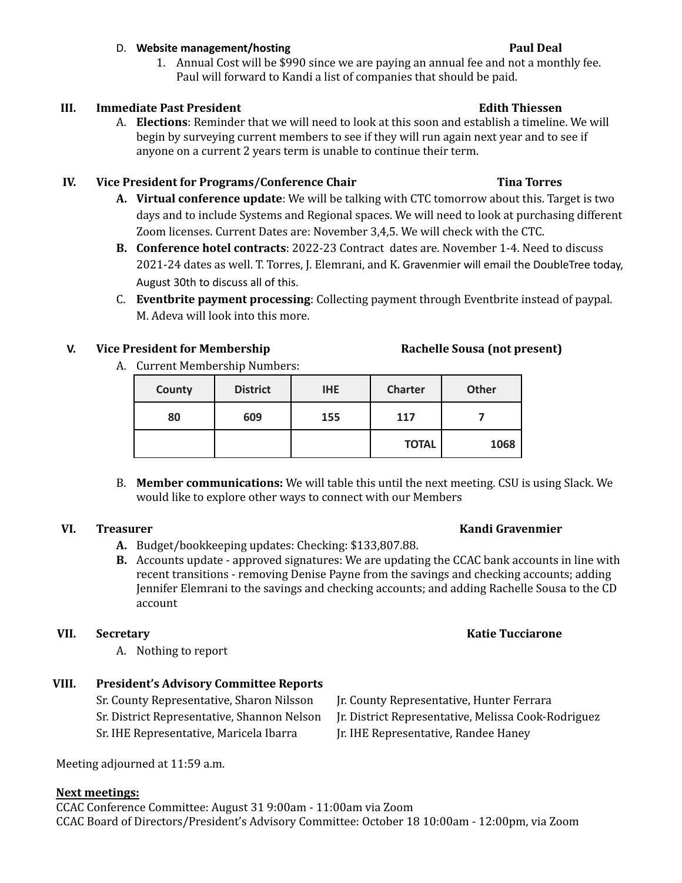D. **Website management/hosting** **Paul Deal**

1. Annual Cost will be $990 since we are paying an annual fee and not a monthly fee. Paul will forward to Kandi a list of companies that should be paid.

## III. Immediate Past President — Edith Thiessen

A. **Elections**: Reminder that we will need to look at this soon and establish a timeline. We will begin by surveying current members to see if they will run again next year and to see if anyone on a current 2 years term is unable to continue their term.

## IV. Vice President for Programs/Conference Chair — Tina Torres

**A. Virtual conference update**: We will be talking with CTC tomorrow about this. Target is two days and to include Systems and Regional spaces. We will need to look at purchasing different Zoom licenses. Current Dates are: November 3,4,5. We will check with the CTC.

**B. Conference hotel contracts**: 2022-23 Contract dates are. November 1-4. Need to discuss 2021-24 dates as well. T. Torres, J. Elemrani, and K. Gravenmier will email the DoubleTree today, August 30th to discuss all of this.

C. **Eventbrite payment processing**: Collecting payment through Eventbrite instead of paypal. M. Adeva will look into this more.

## V. Vice President for Membership — Rachelle Sousa (not present)

A. Current Membership Numbers:

| County | District | IHE | Charter | Other |
|---|---|---|---|---|
| 80 | 609 | 155 | 117 | 7 |
| | | | **TOTAL** | **1068** |

B. **Member communications:** We will table this until the next meeting. CSU is using Slack. We would like to explore other ways to connect with our Members

## VI. Treasurer — Kandi Gravenmier

**A.** Budget/bookkeeping updates: Checking: $133,807.88.

**B.** Accounts update - approved signatures: We are updating the CCAC bank accounts in line with recent transitions - removing Denise Payne from the savings and checking accounts; adding Jennifer Elemrani to the savings and checking accounts; and adding Rachelle Sousa to the CD account

## VII. Secretary — Katie Tucciarone

A. Nothing to report

## VIII. President's Advisory Committee Reports

Sr. County Representative, Sharon Nilsson — Jr. County Representative, Hunter Ferrara

Sr. District Representative, Shannon Nelson — Jr. District Representative, Melissa Cook-Rodriguez

Sr. IHE Representative, Maricela Ibarra — Jr. IHE Representative, Randee Haney

Meeting adjourned at 11:59 a.m.

**Next meetings:**

CCAC Conference Committee: August 31 9:00am - 11:00am via Zoom

CCAC Board of Directors/President's Advisory Committee: October 18 10:00am - 12:00pm, via Zoom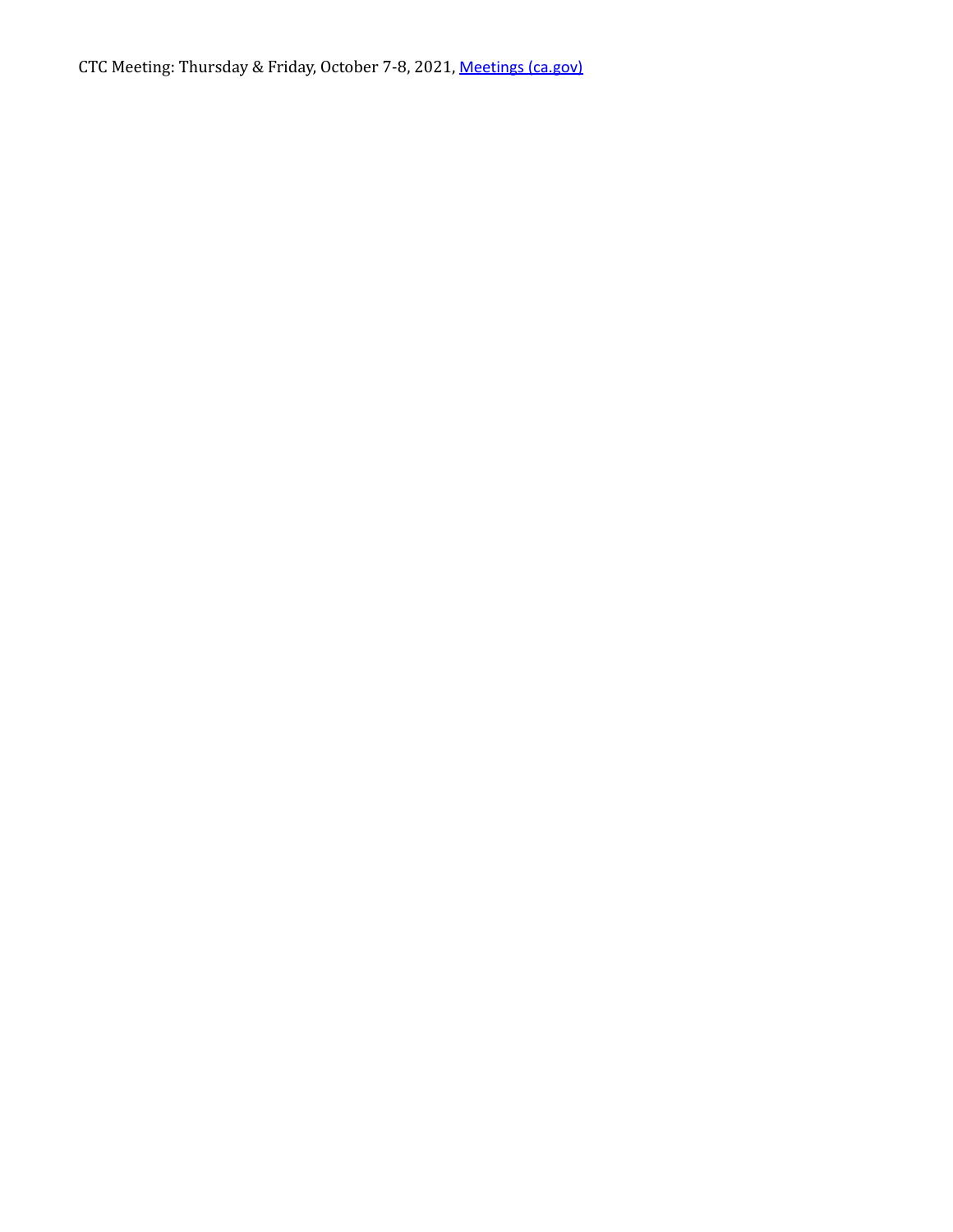CTC Meeting: Thursday & Friday, October 7-8, 2021, Meetings (ca.gov)